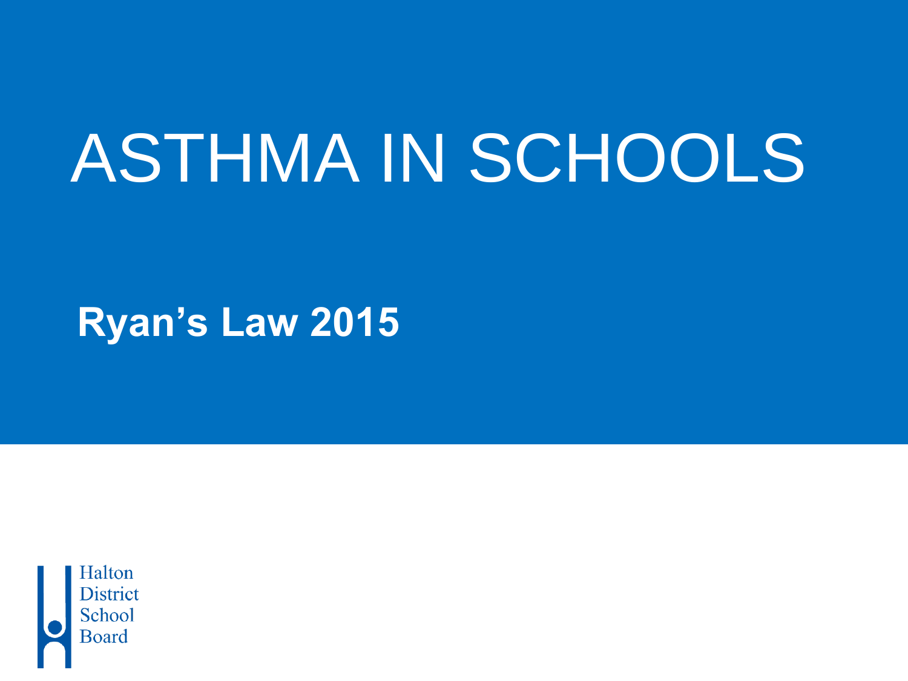# ASTHMA IN SCHOOLS

## Ryan's Law 2015

Halton District School Board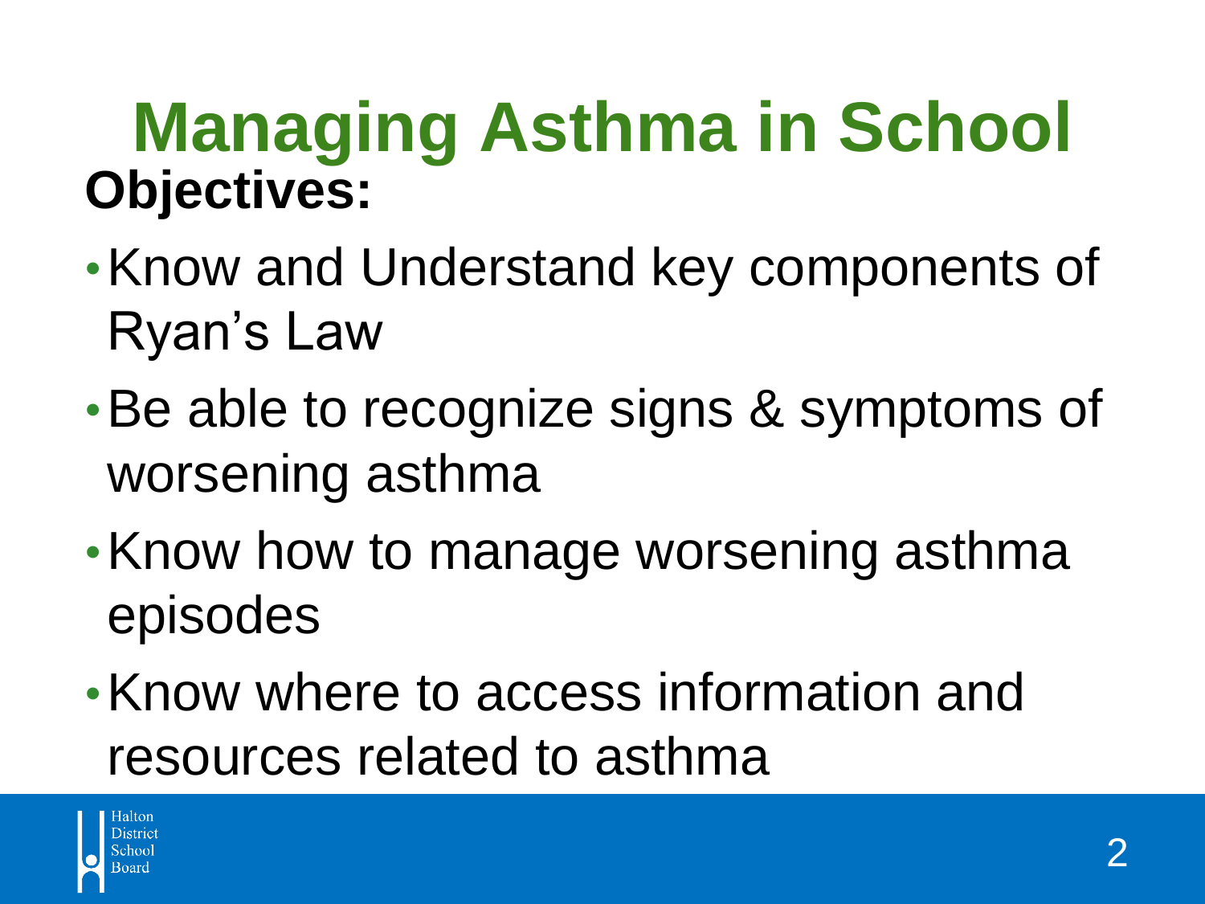# Managing Asthma in School

**Objectives:**

- Know and Understand key components of Ryan's Law
- Be able to recognize signs & symptoms of worsening asthma
- Know how to manage worsening asthma episodes
- Know where to access information and resources related to asthma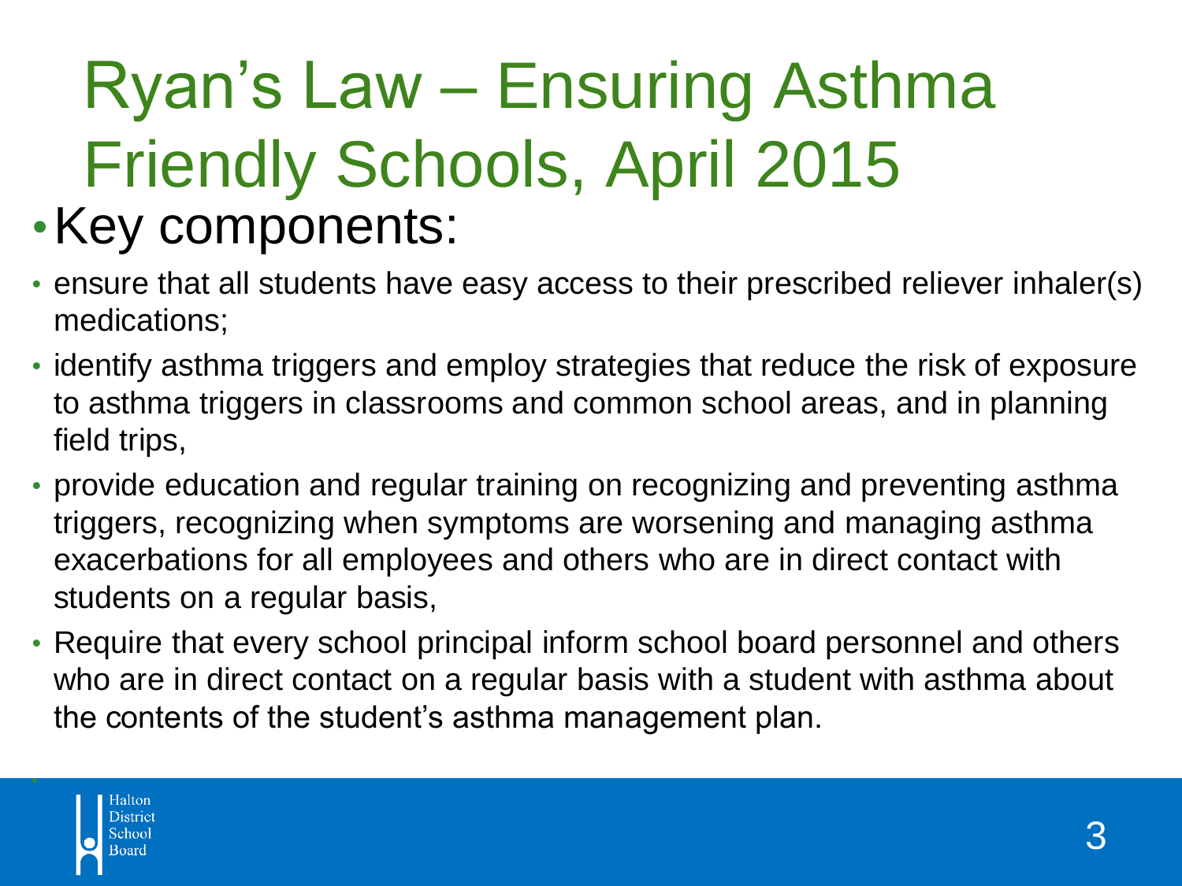# Ryan's Law – Ensuring Asthma Friendly Schools, April 2015

- Key components:
  - ensure that all students have easy access to their prescribed reliever inhaler(s) medications;
  - identify asthma triggers and employ strategies that reduce the risk of exposure to asthma triggers in classrooms and common school areas, and in planning field trips,
  - provide education and regular training on recognizing and preventing asthma triggers, recognizing when symptoms are worsening and managing asthma exacerbations for all employees and others who are in direct contact with students on a regular basis,
  - Require that every school principal inform school board personnel and others who are in direct contact on a regular basis with a student with asthma about the contents of the student's asthma management plan.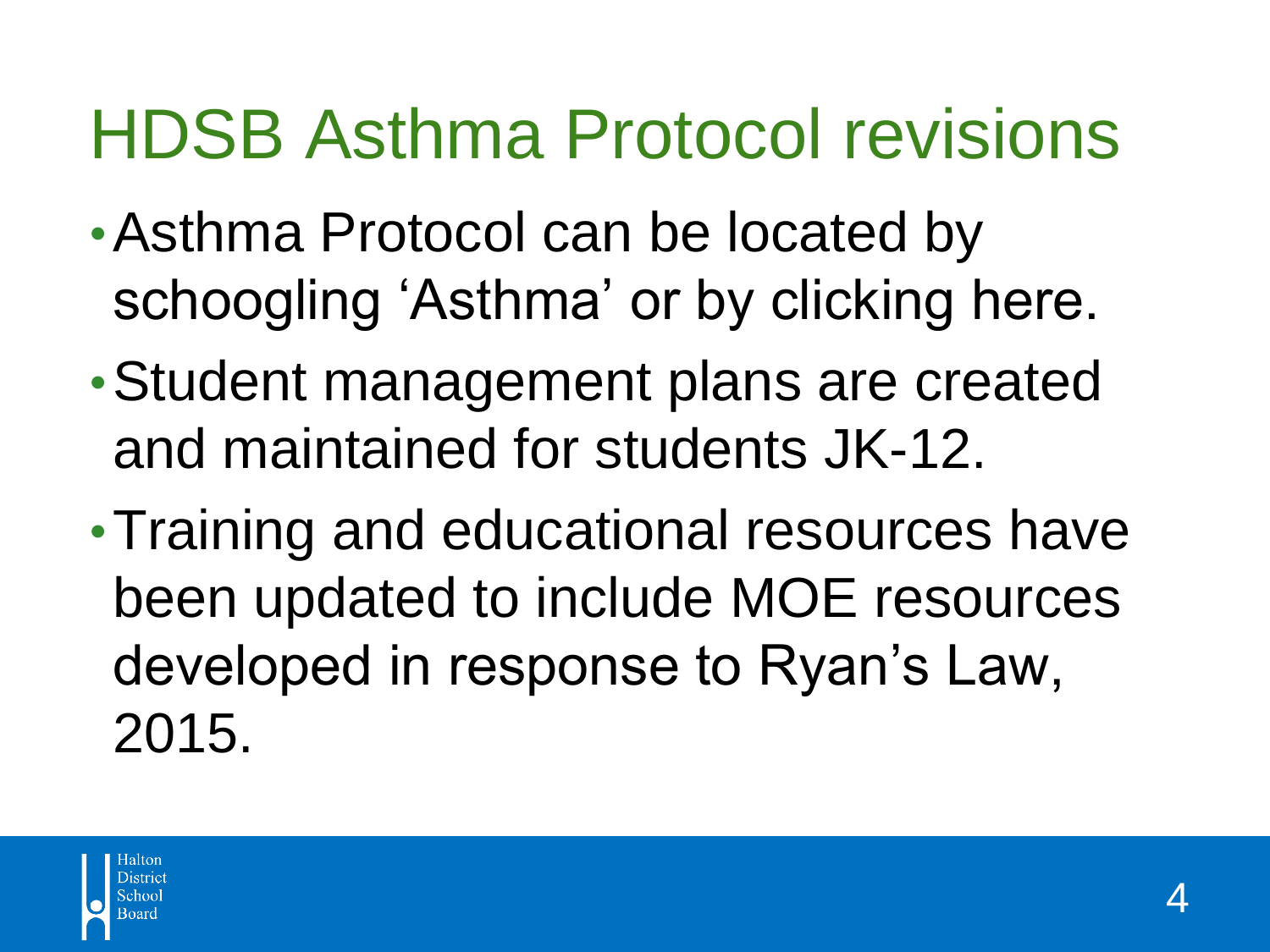# HDSB Asthma Protocol revisions

- Asthma Protocol can be located by schoogling 'Asthma' or by clicking here.
- Student management plans are created and maintained for students JK-12.
- Training and educational resources have been updated to include MOE resources developed in response to Ryan's Law, 2015.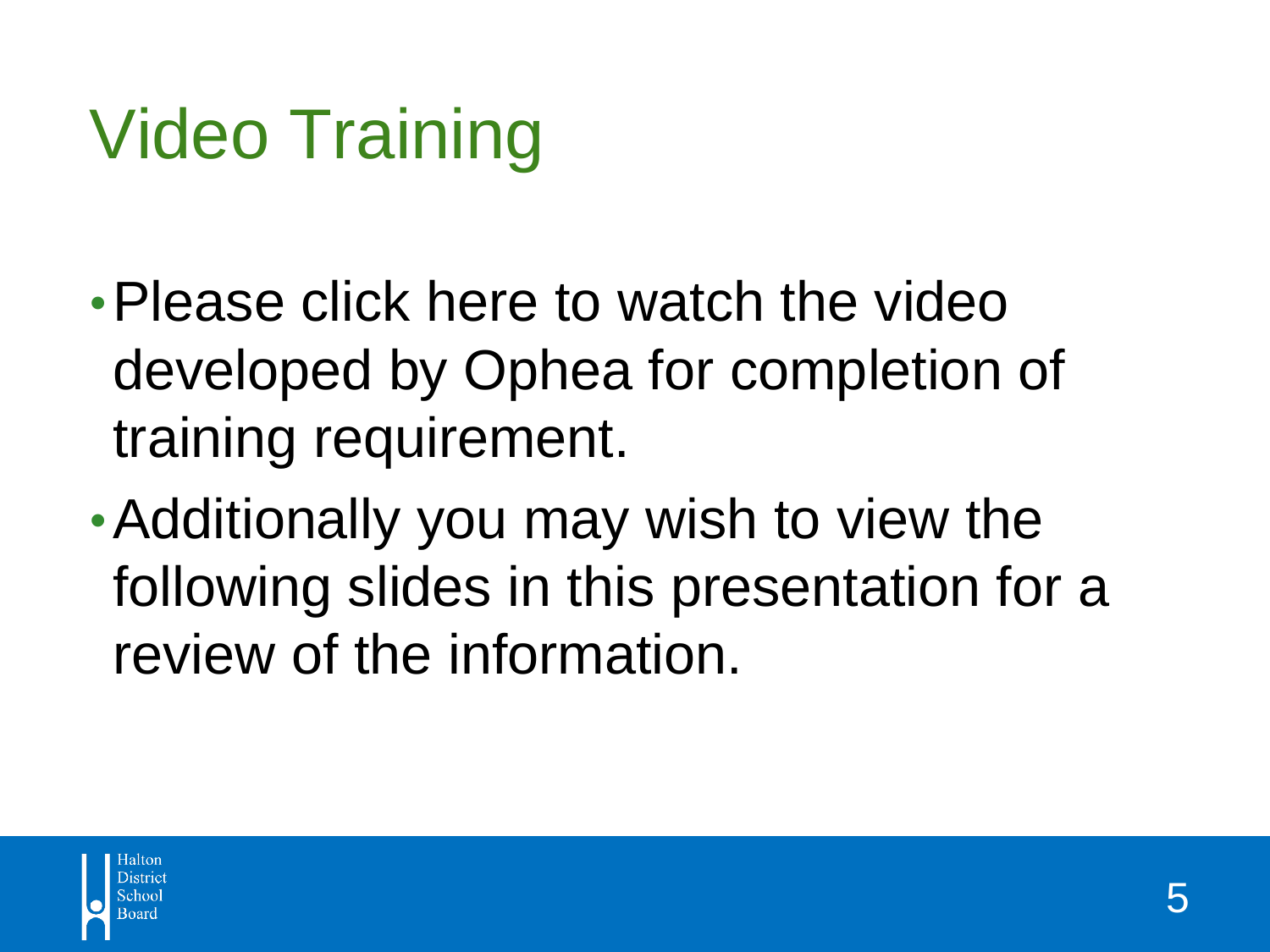# Video Training

- Please click here to watch the video developed by Ophea for completion of training requirement.
- Additionally you may wish to view the following slides in this presentation for a review of the information.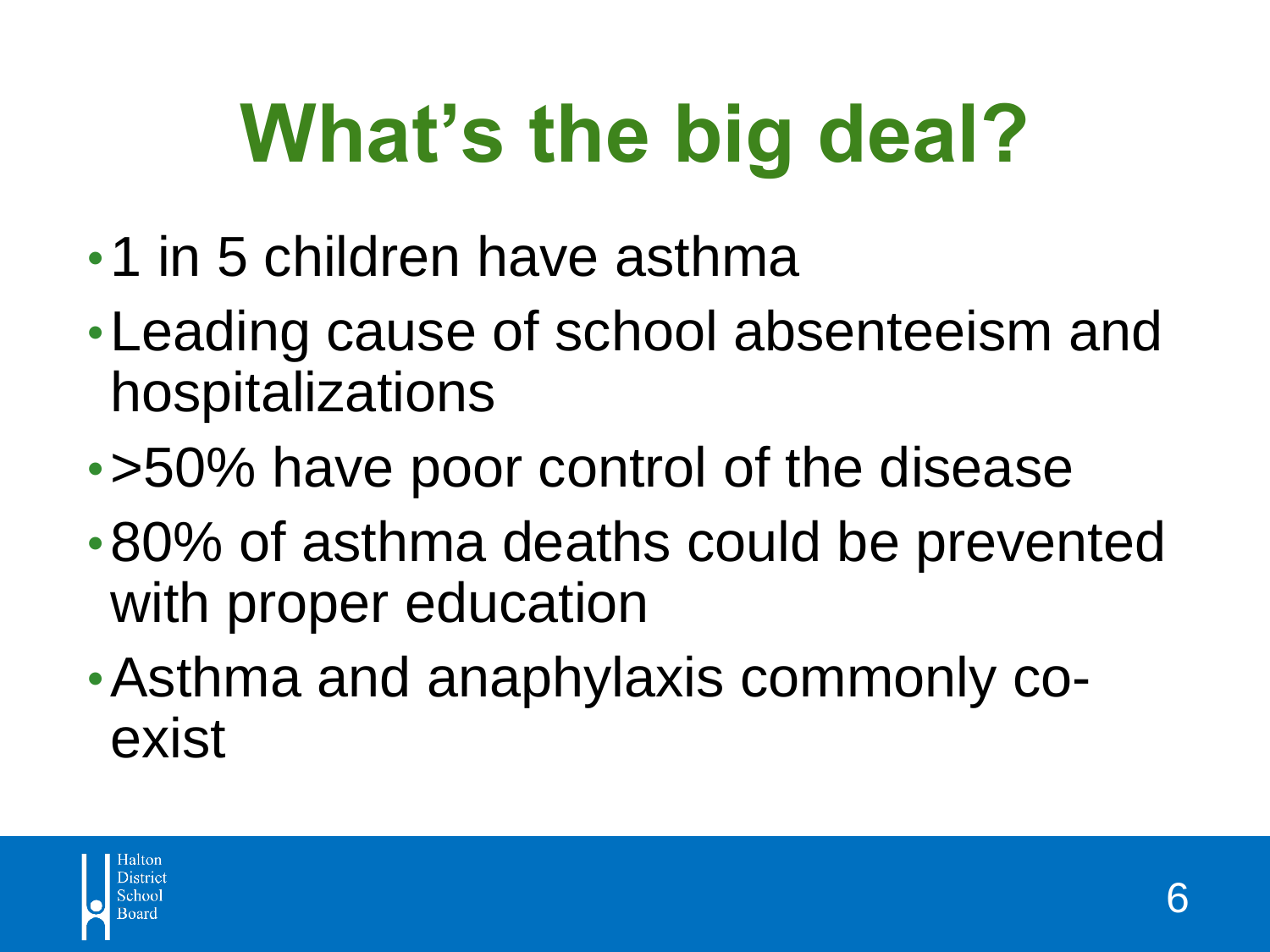# What's the big deal?

- 1 in 5 children have asthma
- Leading cause of school absenteeism and hospitalizations
- >50% have poor control of the disease
- 80% of asthma deaths could be prevented with proper education
- Asthma and anaphylaxis commonly co-exist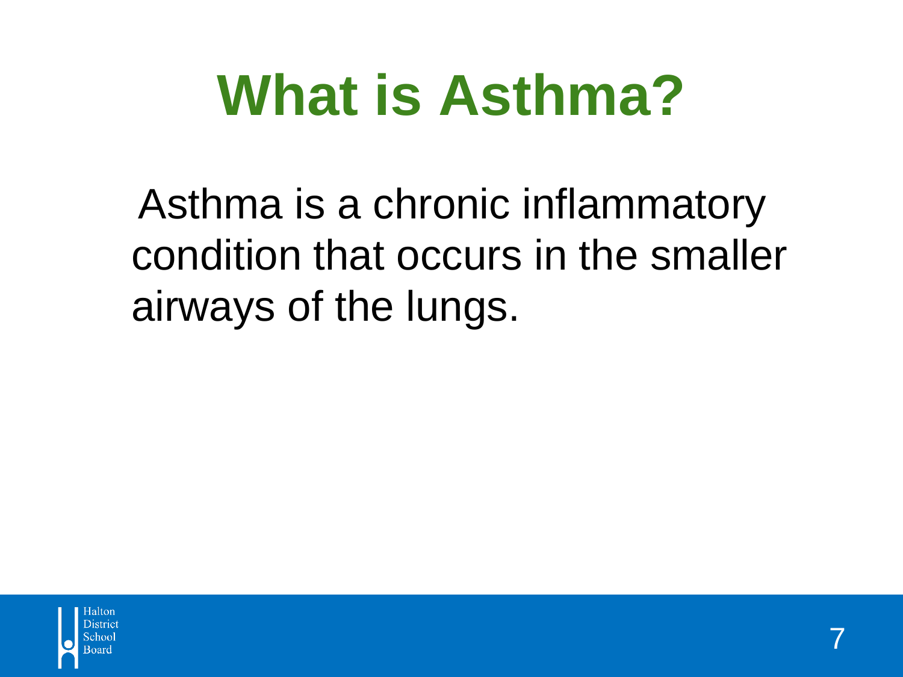# What is Asthma?

Asthma is a chronic inflammatory condition that occurs in the smaller airways of the lungs.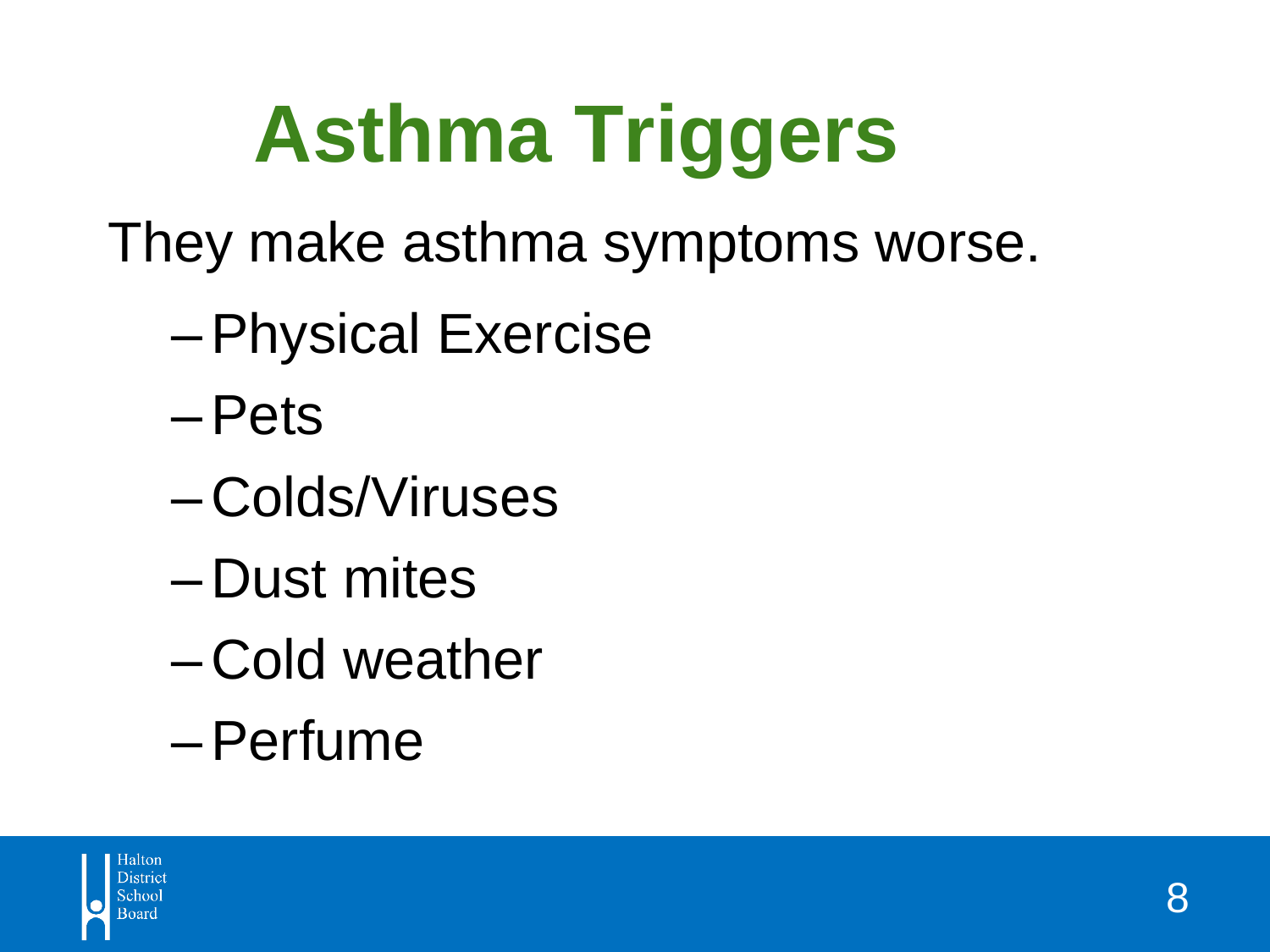# Asthma Triggers

They make asthma symptoms worse.

- Physical Exercise
- Pets
- Colds/Viruses
- Dust mites
- Cold weather
- Perfume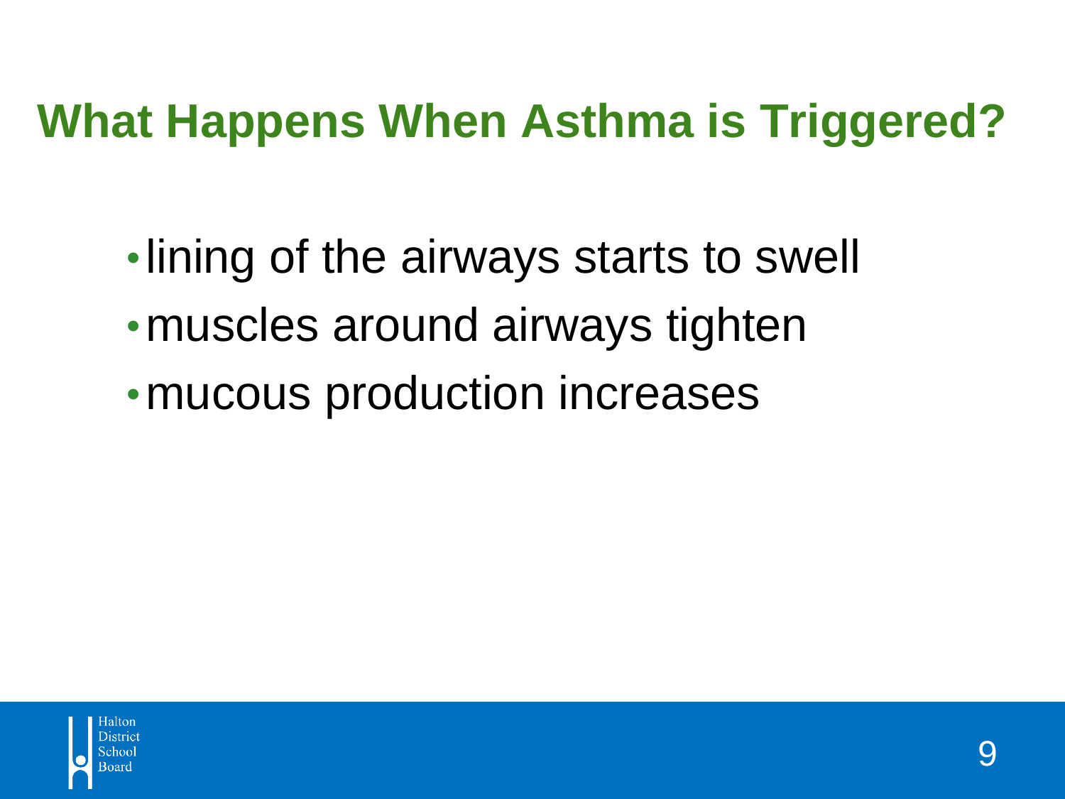## What Happens When Asthma is Triggered?

- lining of the airways starts to swell
- muscles around airways tighten
- mucous production increases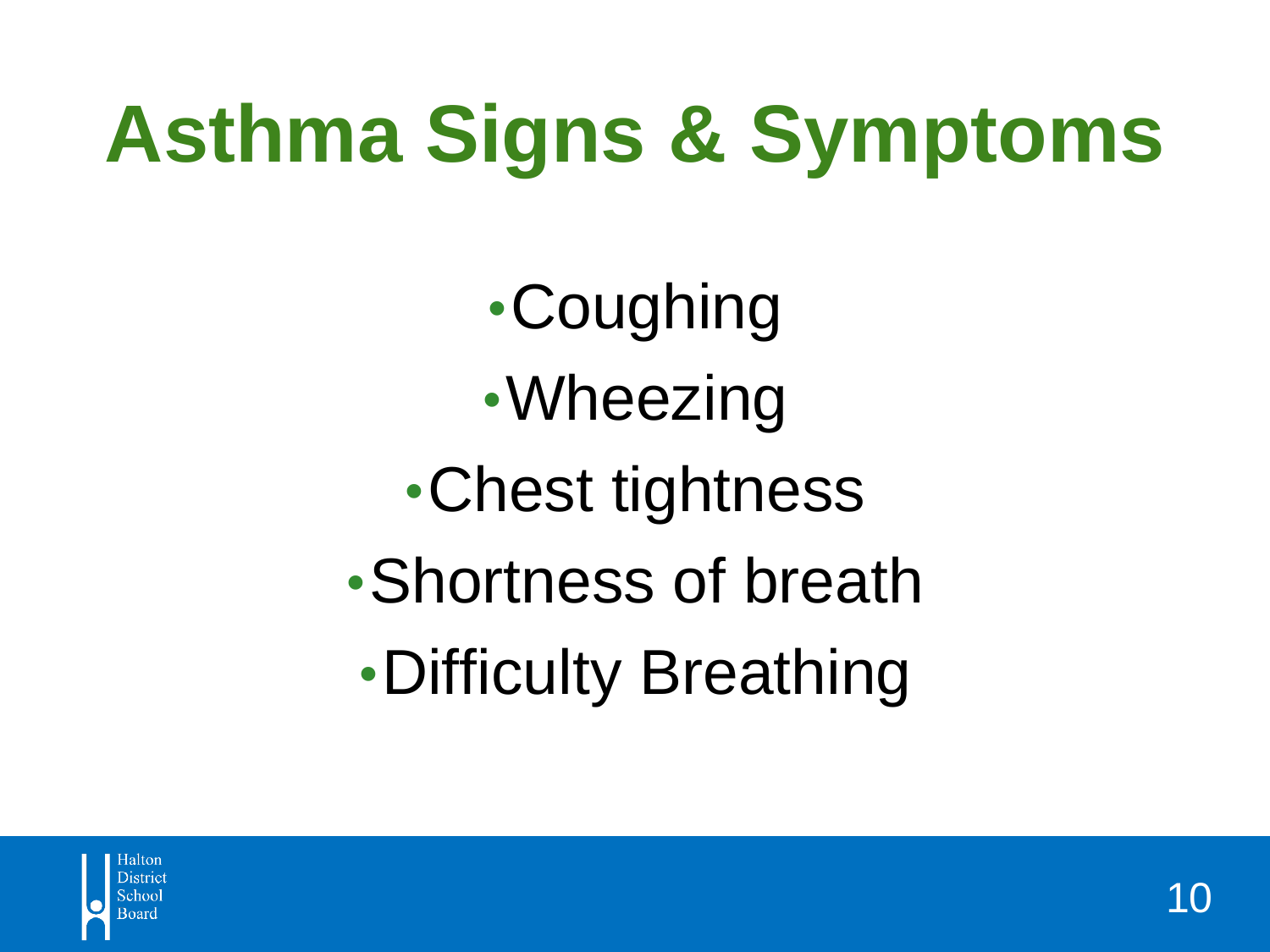# Asthma Signs & Symptoms

- Coughing
- Wheezing
- Chest tightness
- Shortness of breath
- Difficulty Breathing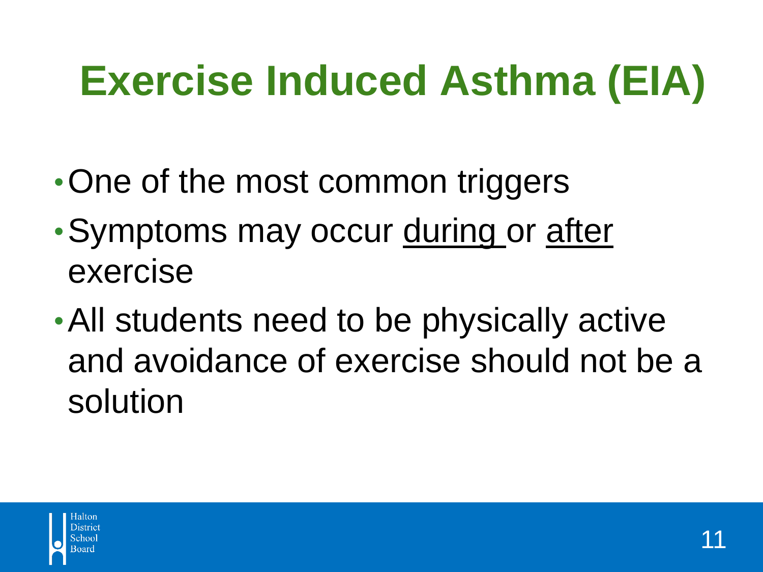# Exercise Induced Asthma (EIA)

- One of the most common triggers
- Symptoms may occur <u>during</u> or <u>after</u> exercise
- All students need to be physically active and avoidance of exercise should not be a solution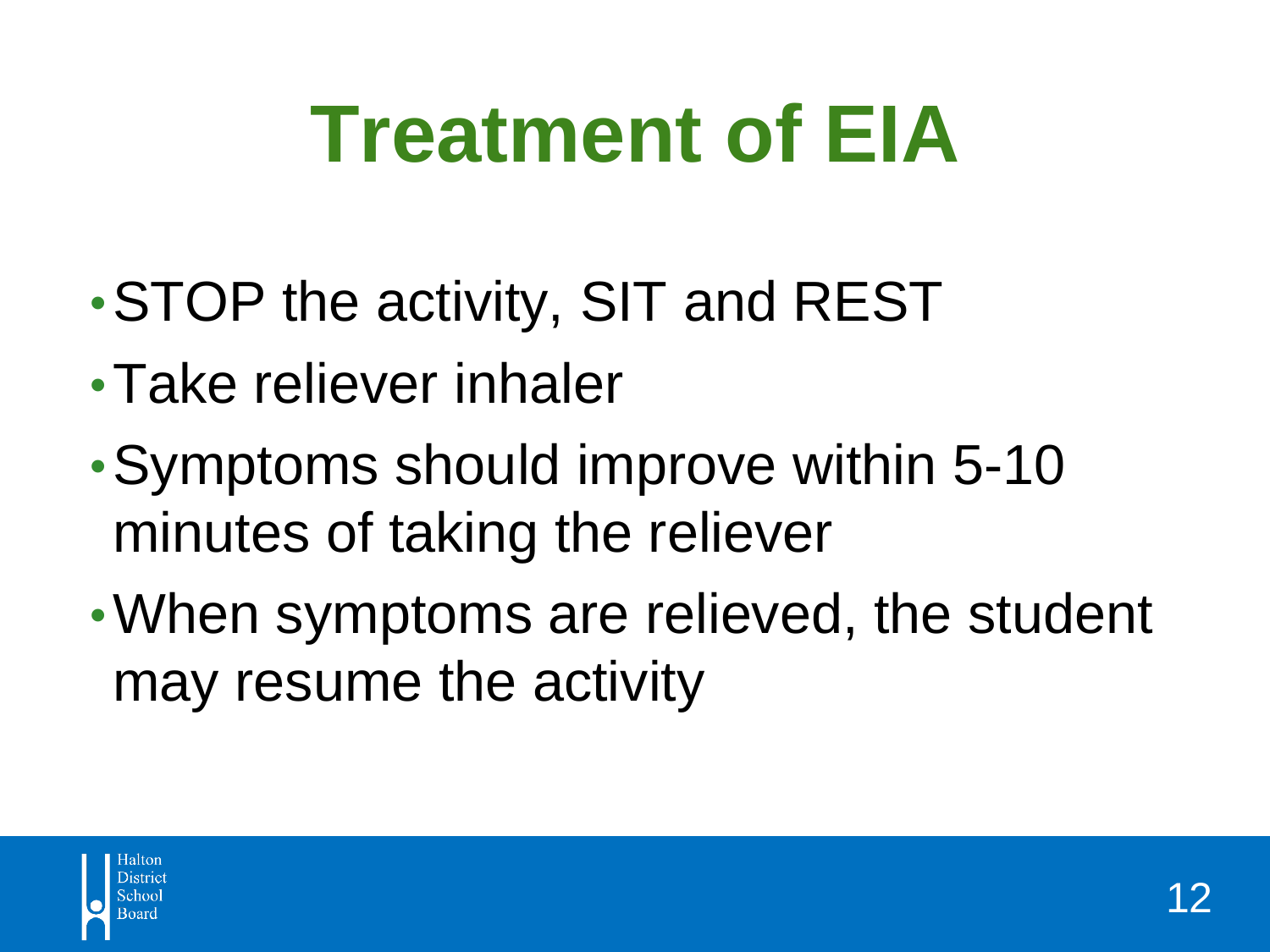# Treatment of EIA

- STOP the activity, SIT and REST
- Take reliever inhaler
- Symptoms should improve within 5-10 minutes of taking the reliever
- When symptoms are relieved, the student may resume the activity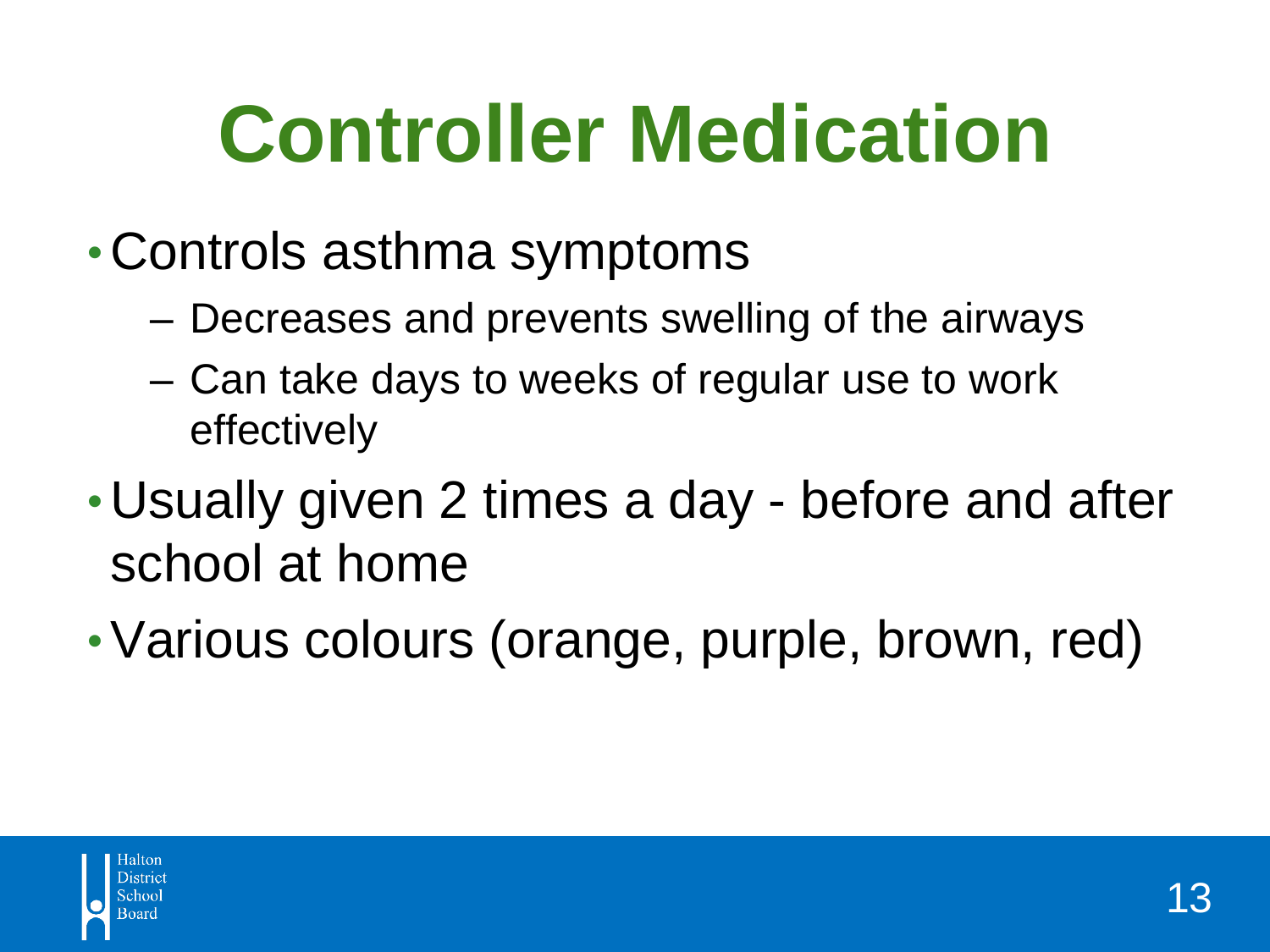# Controller Medication

- Controls asthma symptoms
  - Decreases and prevents swelling of the airways
  - Can take days to weeks of regular use to work effectively
- Usually given 2 times a day - before and after school at home
- Various colours (orange, purple, brown, red)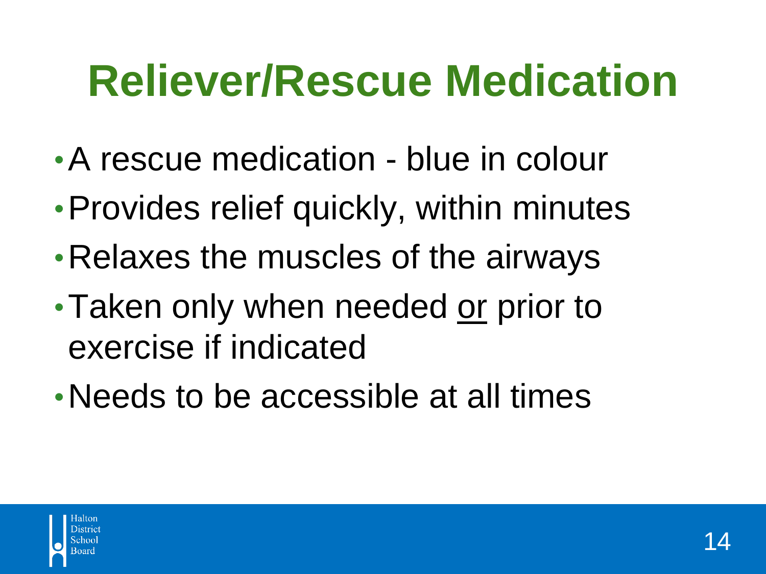# Reliever/Rescue Medication

- A rescue medication - blue in colour
- Provides relief quickly, within minutes
- Relaxes the muscles of the airways
- Taken only when needed <u>or</u> prior to exercise if indicated
- Needs to be accessible at all times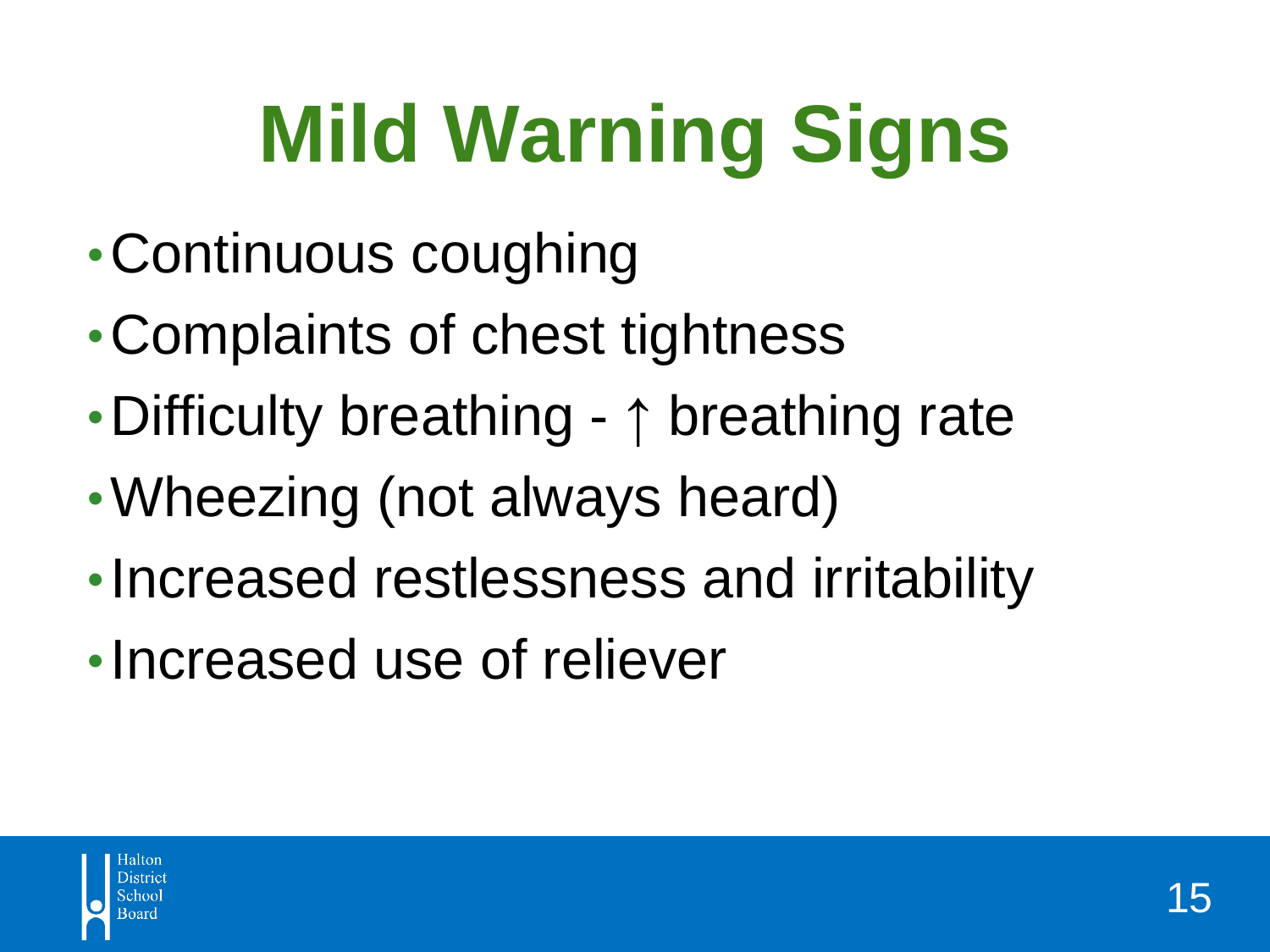# Mild Warning Signs

- Continuous coughing
- Complaints of chest tightness
- Difficulty breathing - ↑ breathing rate
- Wheezing (not always heard)
- Increased restlessness and irritability
- Increased use of reliever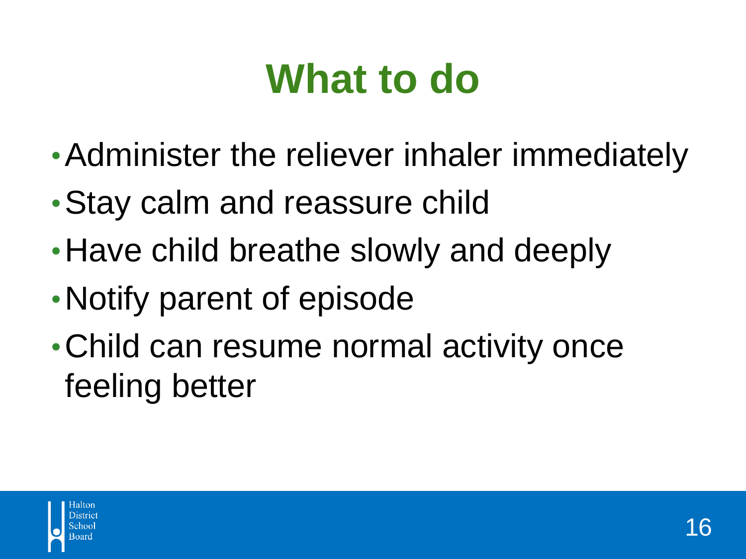# What to do

- Administer the reliever inhaler immediately
- Stay calm and reassure child
- Have child breathe slowly and deeply
- Notify parent of episode
- Child can resume normal activity once feeling better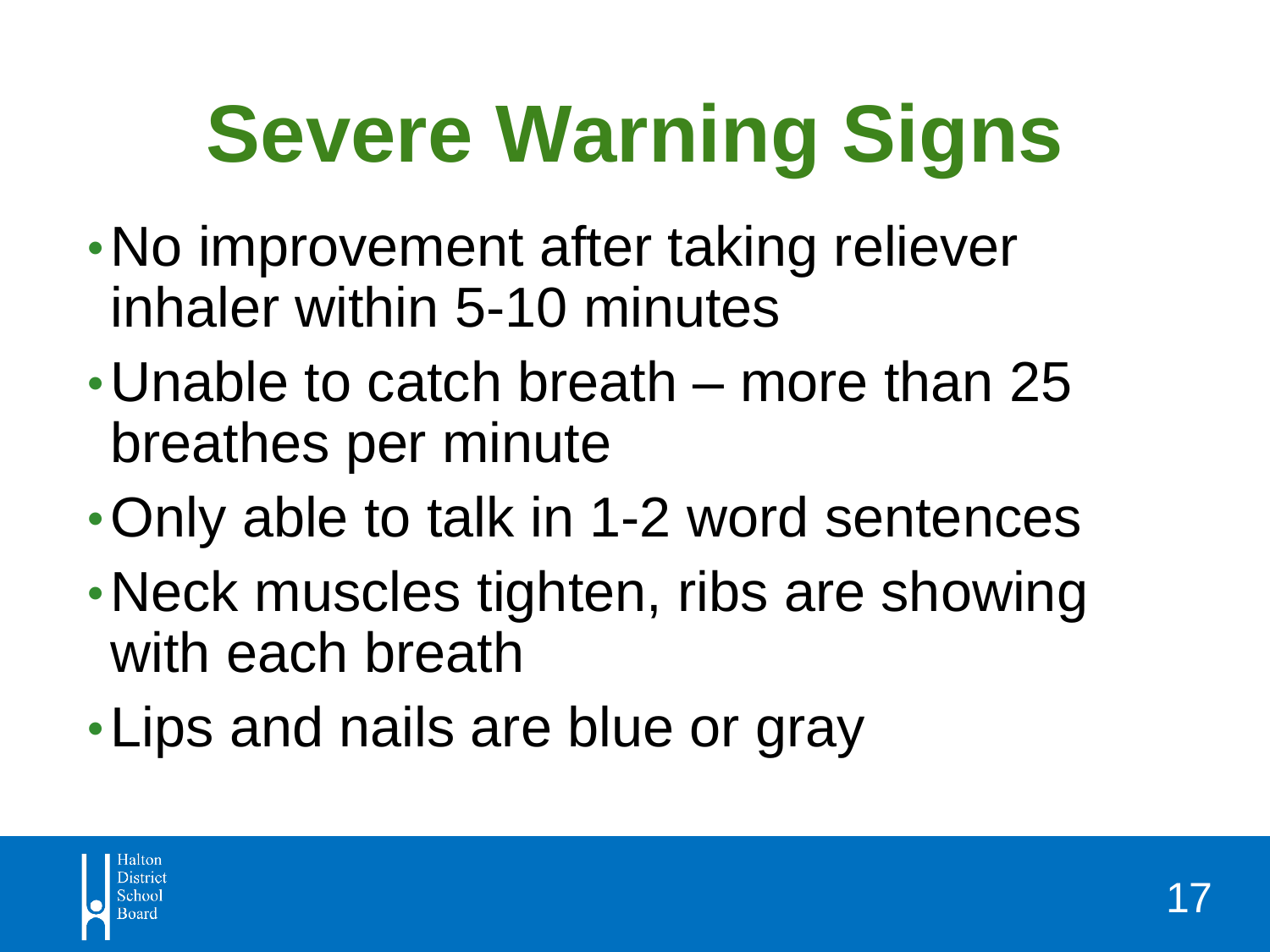# Severe Warning Signs

- No improvement after taking reliever inhaler within 5-10 minutes
- Unable to catch breath – more than 25 breathes per minute
- Only able to talk in 1-2 word sentences
- Neck muscles tighten, ribs are showing with each breath
- Lips and nails are blue or gray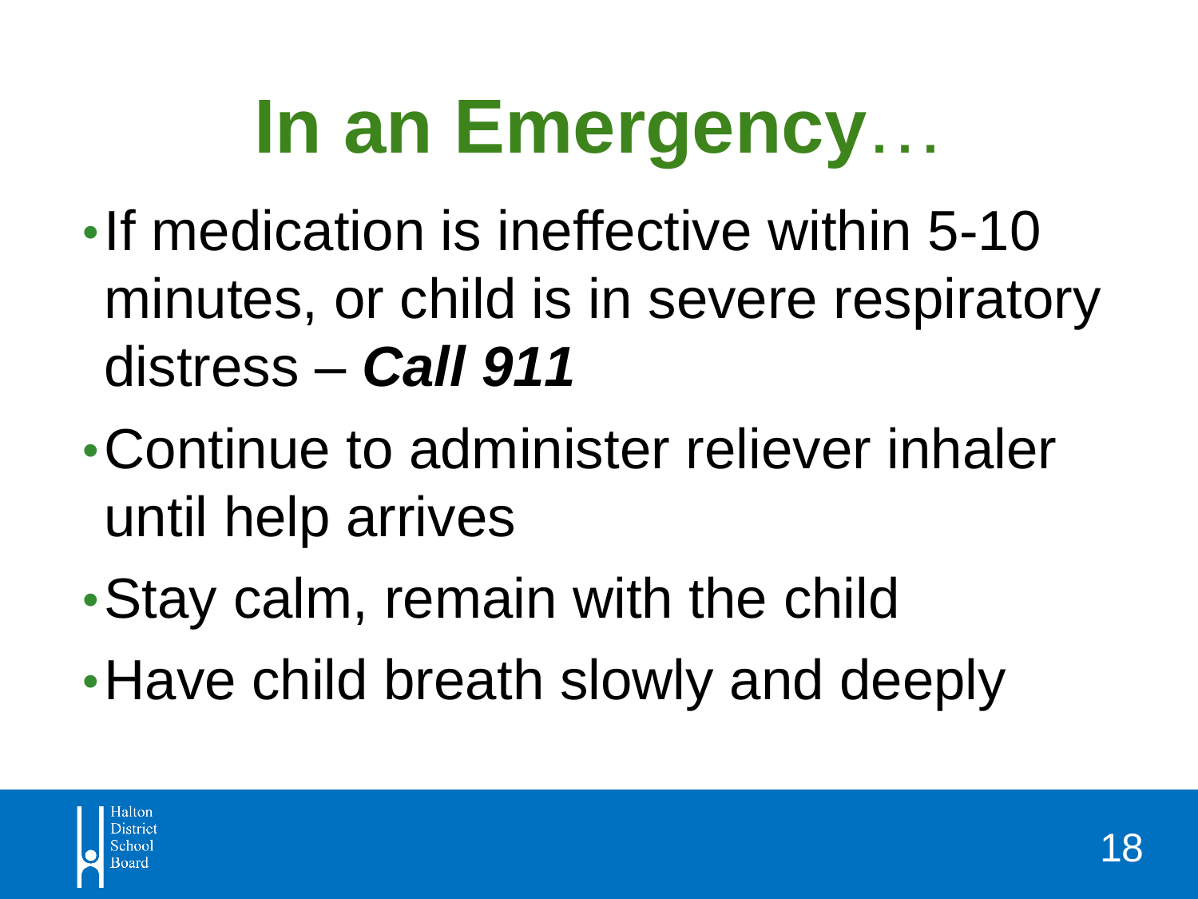# In an Emergency…

- If medication is ineffective within 5-10 minutes, or child is in severe respiratory distress – ***Call 911***
- Continue to administer reliever inhaler until help arrives
- Stay calm, remain with the child
- Have child breath slowly and deeply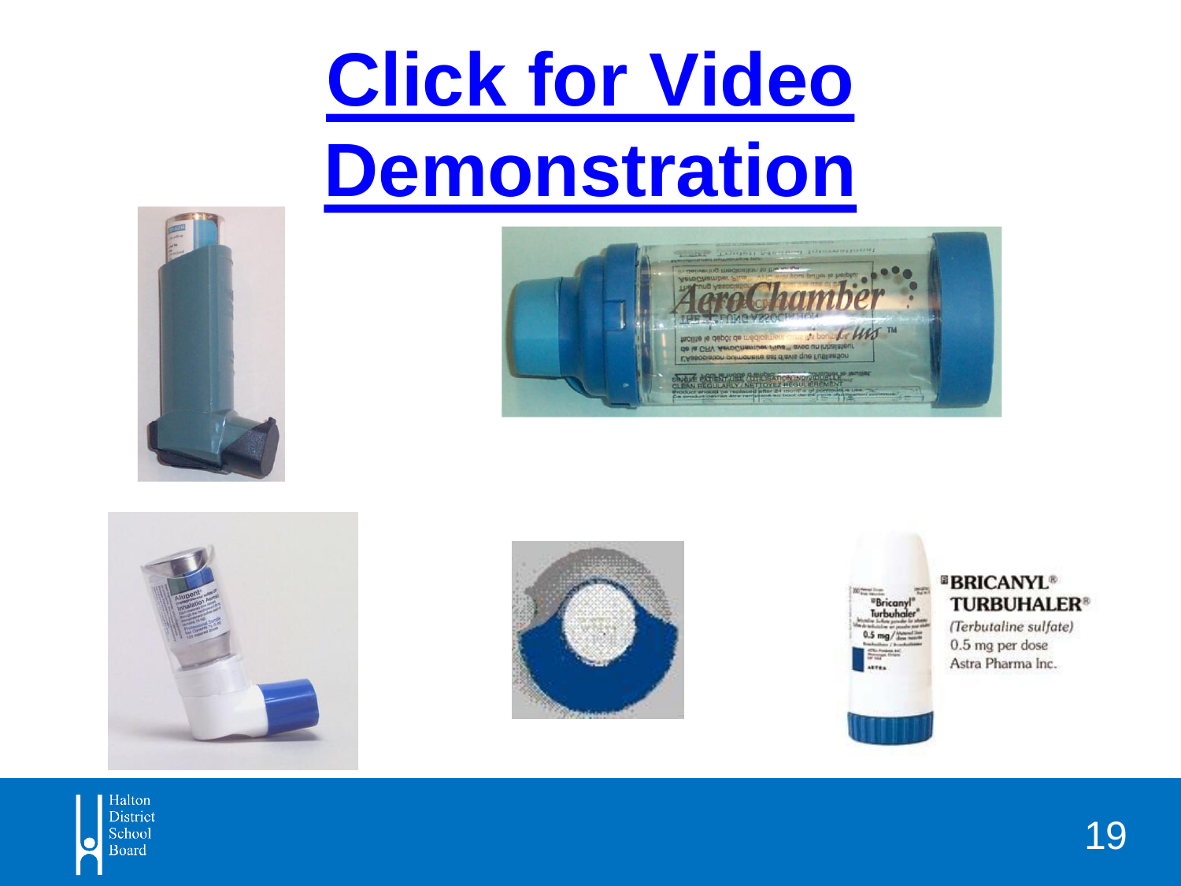# Click for Video Demonstration

**BRICANYL® TURBUHALER®**

*(Terbutaline sulfate)*

0.5 mg per dose

Astra Pharma Inc.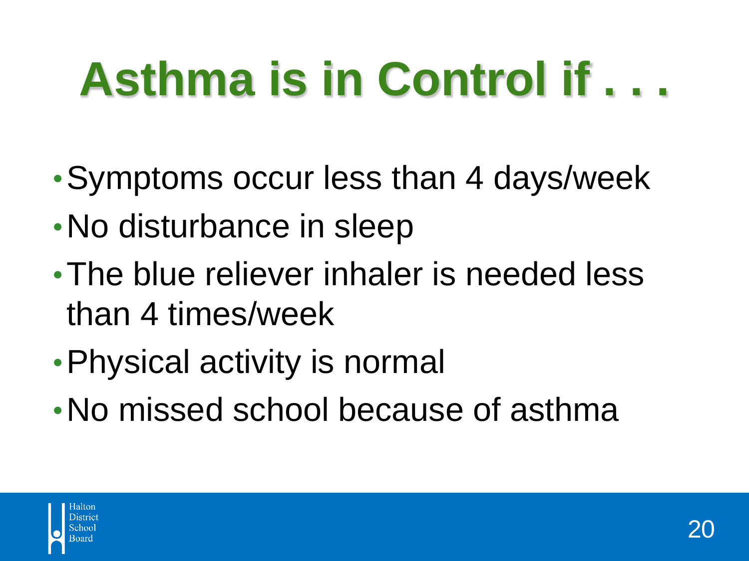# Asthma is in Control if . . .

- Symptoms occur less than 4 days/week
- No disturbance in sleep
- The blue reliever inhaler is needed less than 4 times/week
- Physical activity is normal
- No missed school because of asthma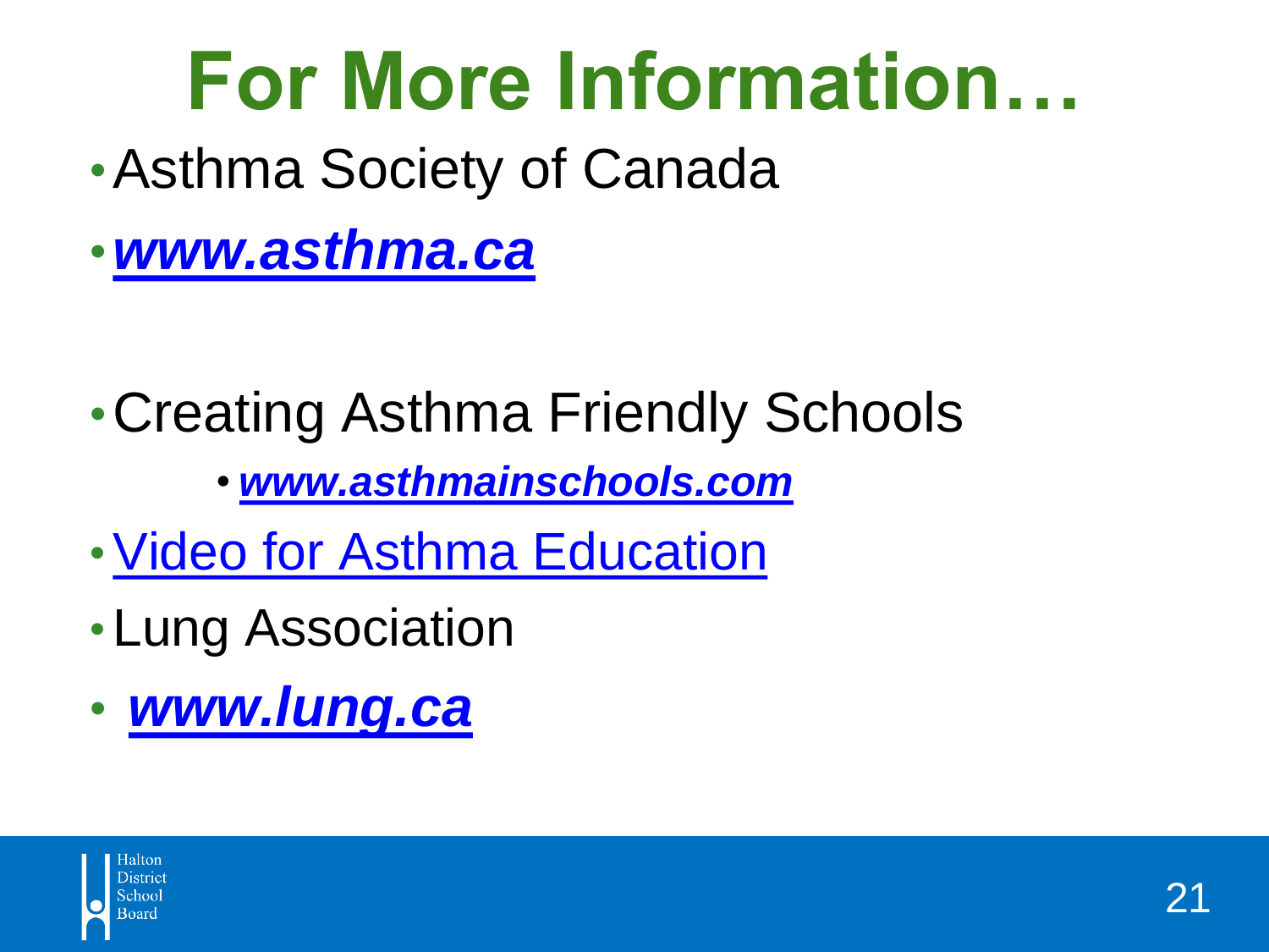# For More Information…

- Asthma Society of Canada
- ***www.asthma.ca***

- Creating Asthma Friendly Schools
  - ***www.asthmainschools.com***
- Video for Asthma Education
- Lung Association
- ***www.lung.ca***